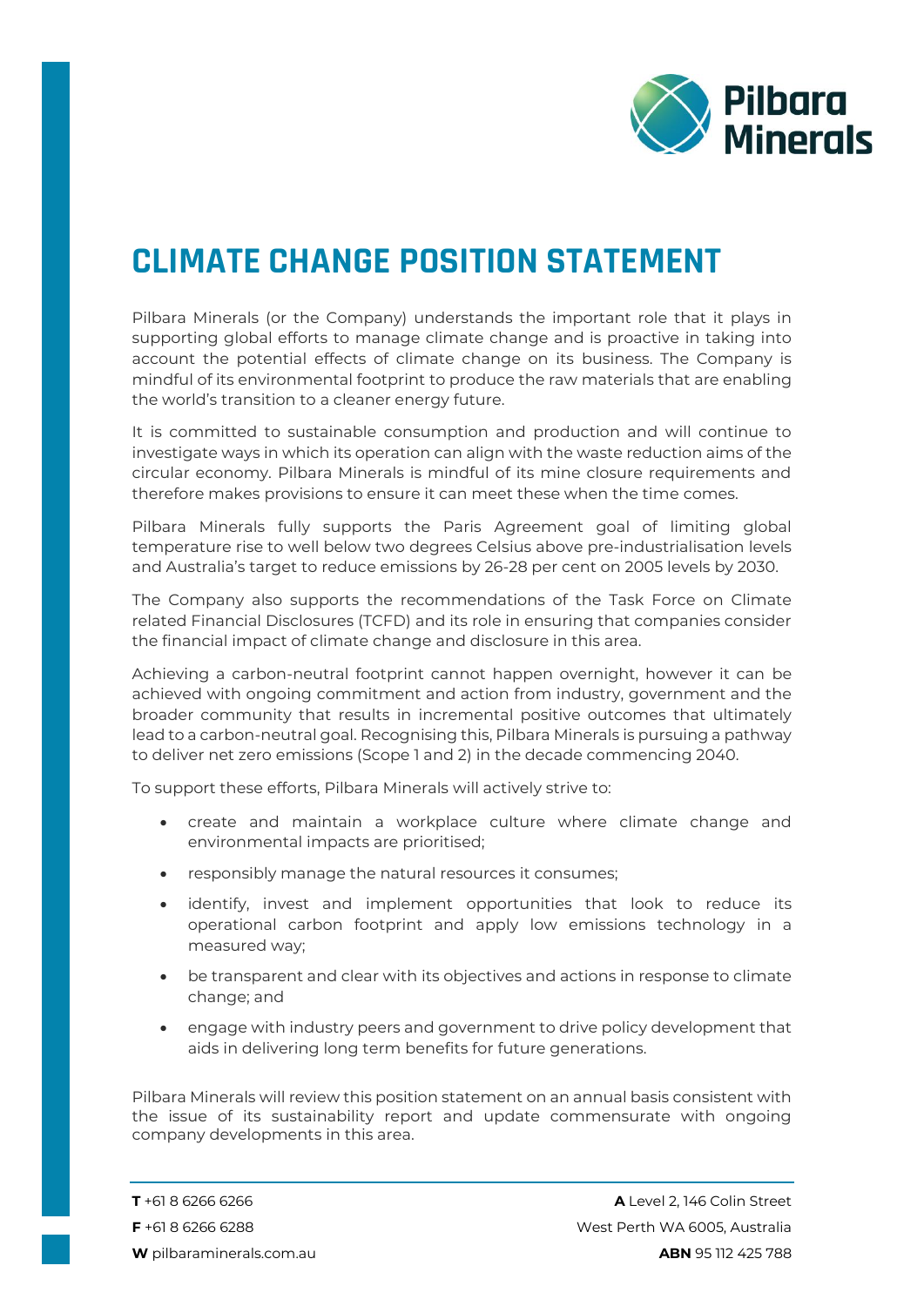# CLIMATE CHANGE POSITION STATEMENT

Pilbara Minerals (or the Company) understands the important role that it plays in supporting global efforts to manage climate change and is proactive in taking into account the potential effects of climate change on its business. The Company is mindful of its environmental footprint to produce the raw materials that are enabling the world's transition to a cleaner energy future.

It is committed to sustainable consumption and production and will continue to investigate ways in which its operation can align with the waste reduction aims of the circular economy. Pilbara Minerals is mindful of its mine closure requirements and therefore makes provisions to ensure it can meet these when the time comes.

Pilbara Minerals fully supports the Paris Agreement goal of limiting global temperature rise to well below two degrees Celsius above pre-industrialisation levels and Australia's target to reduce emissions by 26-28 per cent on 2005 levels by 2030.

The Company also supports the recommendations of the Task Force on Climate related Financial Disclosures (TCFD) and its role in ensuring that companies consider the financial impact of climate change and disclosure in this area.

Achieving a carbon-neutral footprint cannot happen overnight, however it can be achieved with ongoing commitment and action from industry, government and the broader community that results in incremental positive outcomes that ultimately lead to a carbon-neutral goal. Recognising this, Pilbara Minerals is pursuing a pathway to deliver net zero emissions (Scope 1 and 2) in the decade commencing 2040.

To support these efforts, Pilbara Minerals will actively strive to:

- create and maintain a workplace culture where climate change and environmental impacts are prioritised;
- responsibly manage the natural resources it consumes;
- identify, invest and implement opportunities that look to reduce its operational carbon footprint and apply low emissions technology in a measured way;
- be transparent and clear with its objectives and actions in response to climate change; and
- engage with industry peers and government to drive policy development that aids in delivering long term benefits for future generations.

Pilbara Minerals will review this position statement on an annual basis consistent with the issue of its sustainability report and update commensurate with ongoing company developments in this area.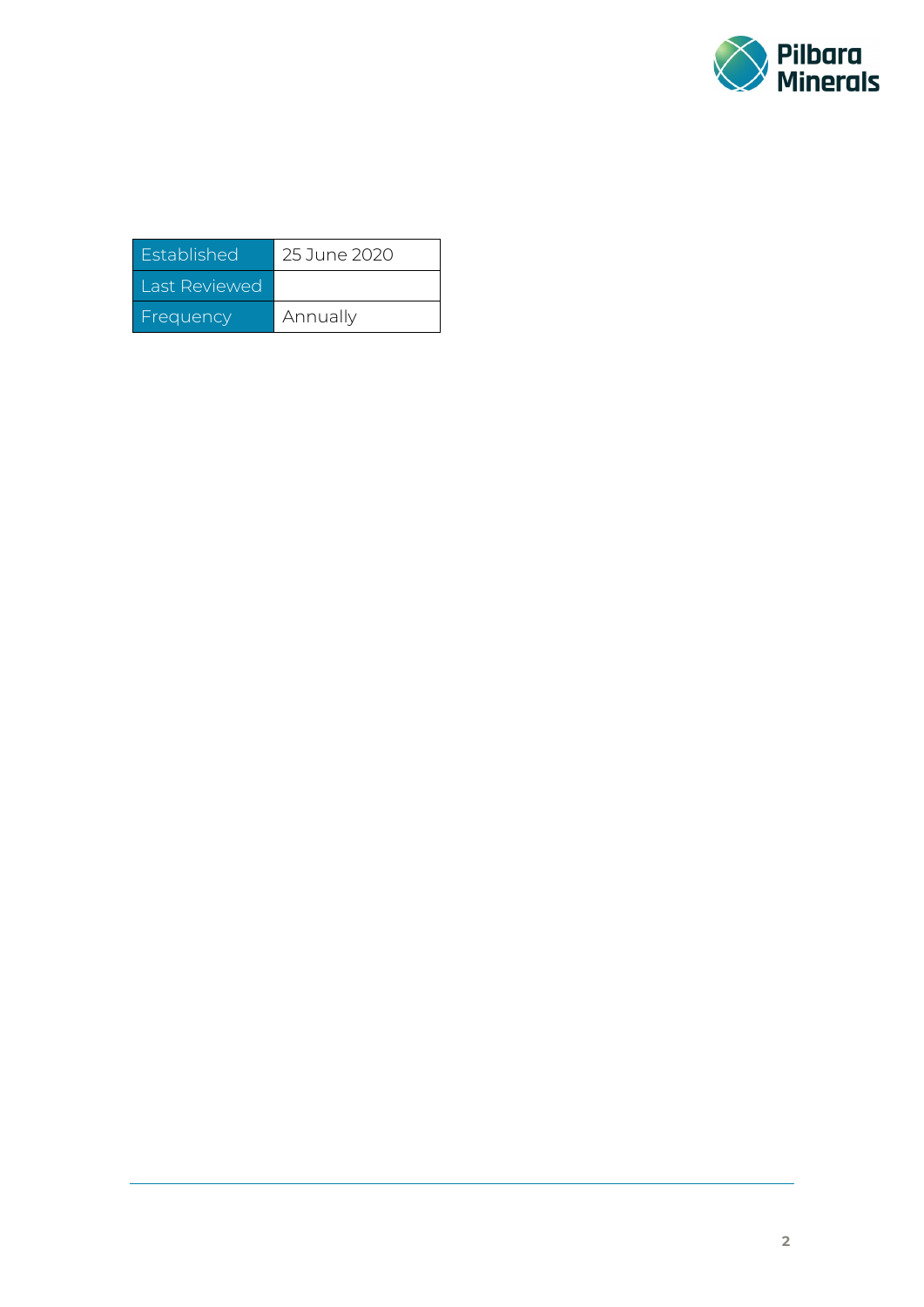| | |
|---|---|
| Established | 25 June 2020 |
| Last Reviewed | |
| Frequency | Annually |